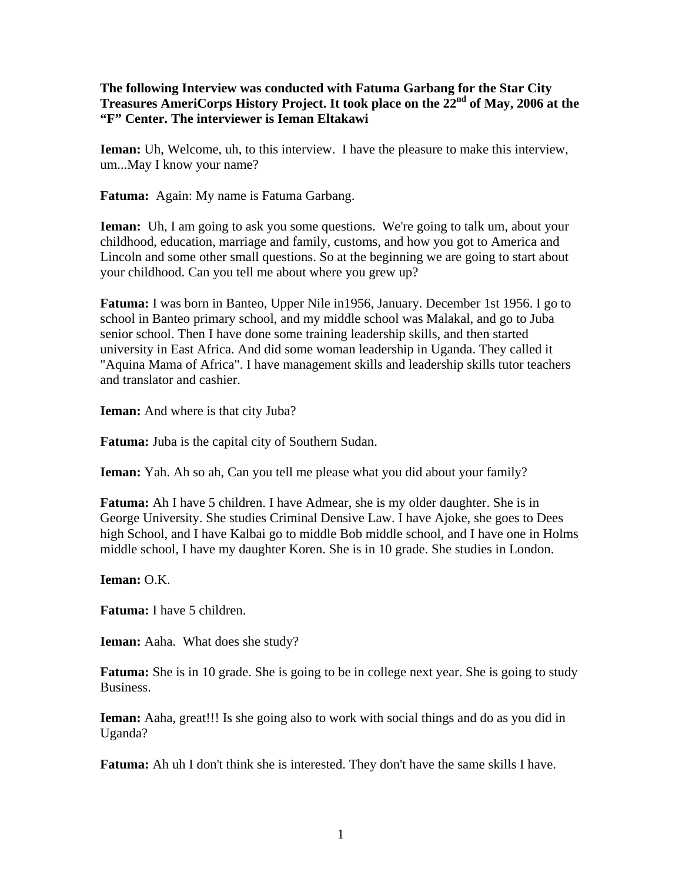**The following Interview was conducted with Fatuma Garbang for the Star City Treasures AmeriCorps History Project. It took place on the 22nd of May, 2006 at the "F" Center. The interviewer is Ieman Eltakawi**

**Ieman:** Uh, Welcome, uh, to this interview. I have the pleasure to make this interview, um...May I know your name?

**Fatuma:** Again: My name is Fatuma Garbang.

**Ieman:** Uh, I am going to ask you some questions. We're going to talk um, about your childhood, education, marriage and family, customs, and how you got to America and Lincoln and some other small questions. So at the beginning we are going to start about your childhood. Can you tell me about where you grew up?

**Fatuma:** I was born in Banteo, Upper Nile in1956, January. December 1st 1956. I go to school in Banteo primary school, and my middle school was Malakal, and go to Juba senior school. Then I have done some training leadership skills, and then started university in East Africa. And did some woman leadership in Uganda. They called it "Aquina Mama of Africa". I have management skills and leadership skills tutor teachers and translator and cashier.

**Ieman:** And where is that city Juba?

**Fatuma:** Juba is the capital city of Southern Sudan.

**Ieman:** Yah. Ah so ah, Can you tell me please what you did about your family?

**Fatuma:** Ah I have 5 children. I have Admear, she is my older daughter. She is in George University. She studies Criminal Densive Law. I have Ajoke, she goes to Dees high School, and I have Kalbai go to middle Bob middle school, and I have one in Holms middle school, I have my daughter Koren. She is in 10 grade. She studies in London.

**Ieman:** O.K.

**Fatuma:** I have 5 children.

**Ieman:** Aaha. What does she study?

**Fatuma:** She is in 10 grade. She is going to be in college next year. She is going to study Business.

**Ieman:** Aaha, great!!! Is she going also to work with social things and do as you did in Uganda?

**Fatuma:** Ah uh I don't think she is interested. They don't have the same skills I have.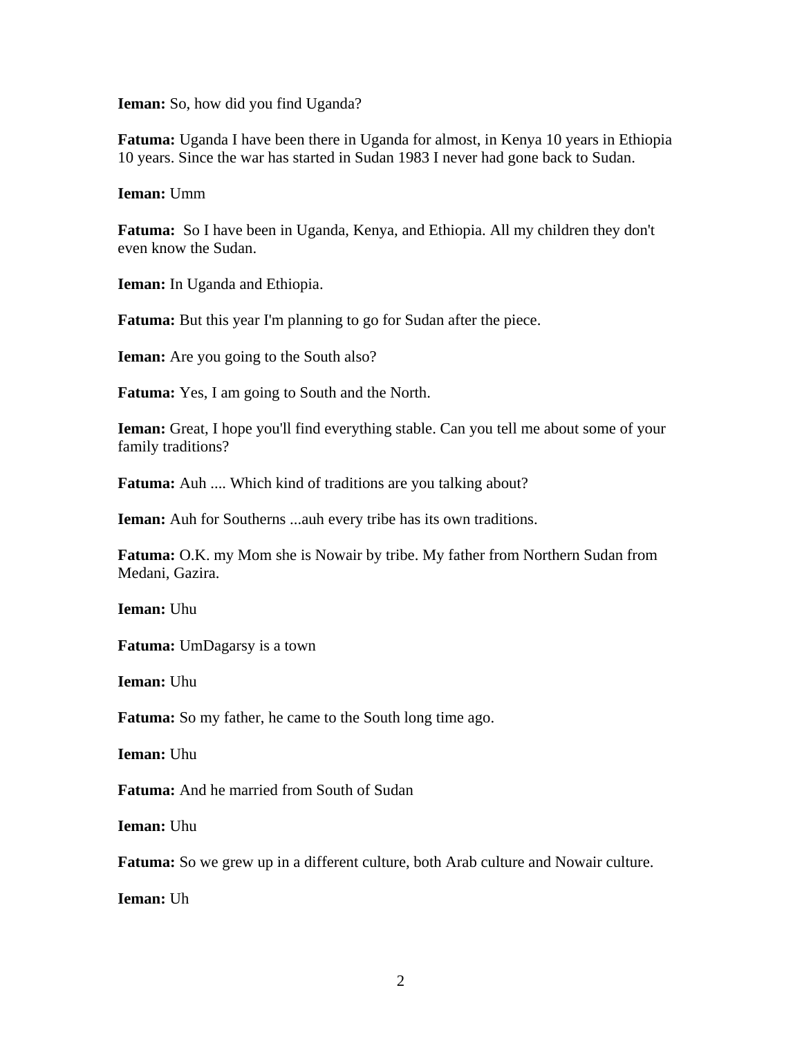**Ieman:** So, how did you find Uganda?

**Fatuma:** Uganda I have been there in Uganda for almost, in Kenya 10 years in Ethiopia 10 years. Since the war has started in Sudan 1983 I never had gone back to Sudan.

**Ieman:** Umm

**Fatuma:** So I have been in Uganda, Kenya, and Ethiopia. All my children they don't even know the Sudan.

**Ieman:** In Uganda and Ethiopia.

**Fatuma:** But this year I'm planning to go for Sudan after the piece.

**Ieman:** Are you going to the South also?

**Fatuma:** Yes, I am going to South and the North.

**Ieman:** Great, I hope you'll find everything stable. Can you tell me about some of your family traditions?

**Fatuma:** Auh .... Which kind of traditions are you talking about?

**Ieman:** Auh for Southerns ...auh every tribe has its own traditions.

**Fatuma:** O.K. my Mom she is Nowair by tribe. My father from Northern Sudan from Medani, Gazira.

**Ieman:** Uhu

**Fatuma:** UmDagarsy is a town

**Ieman:** Uhu

**Fatuma:** So my father, he came to the South long time ago.

**Ieman:** Uhu

**Fatuma:** And he married from South of Sudan

**Ieman:** Uhu

**Fatuma:** So we grew up in a different culture, both Arab culture and Nowair culture.

**Ieman:** Uh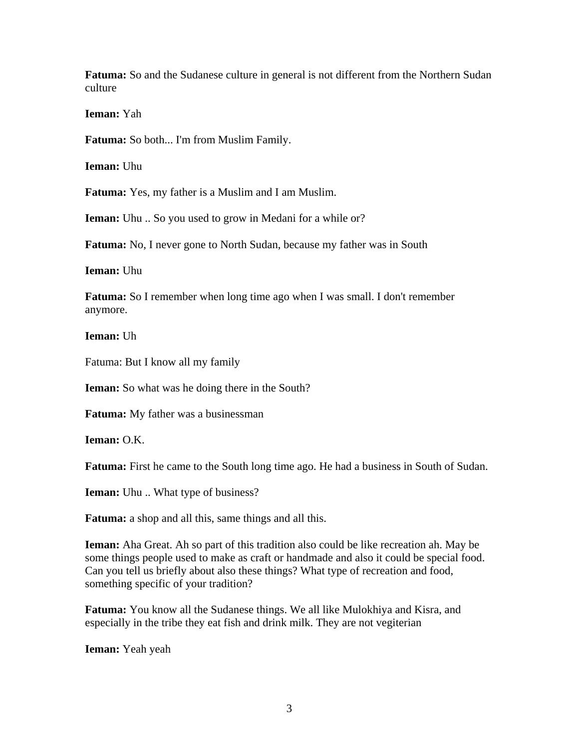**Fatuma:** So and the Sudanese culture in general is not different from the Northern Sudan culture

**Ieman:** Yah

**Fatuma:** So both... I'm from Muslim Family.

**Ieman:** Uhu

**Fatuma:** Yes, my father is a Muslim and I am Muslim.

**Ieman:** Uhu .. So you used to grow in Medani for a while or?

**Fatuma:** No, I never gone to North Sudan, because my father was in South

**Ieman:** Uhu

**Fatuma:** So I remember when long time ago when I was small. I don't remember anymore.

**Ieman:** Uh

Fatuma: But I know all my family

**Ieman:** So what was he doing there in the South?

**Fatuma:** My father was a businessman

**Ieman:** O.K.

**Fatuma:** First he came to the South long time ago. He had a business in South of Sudan.

**Ieman:** Uhu .. What type of business?

**Fatuma:** a shop and all this, same things and all this.

**Ieman:** Aha Great. Ah so part of this tradition also could be like recreation ah. May be some things people used to make as craft or handmade and also it could be special food. Can you tell us briefly about also these things? What type of recreation and food, something specific of your tradition?

**Fatuma:** You know all the Sudanese things. We all like Mulokhiya and Kisra, and especially in the tribe they eat fish and drink milk. They are not vegiterian

**Ieman:** Yeah yeah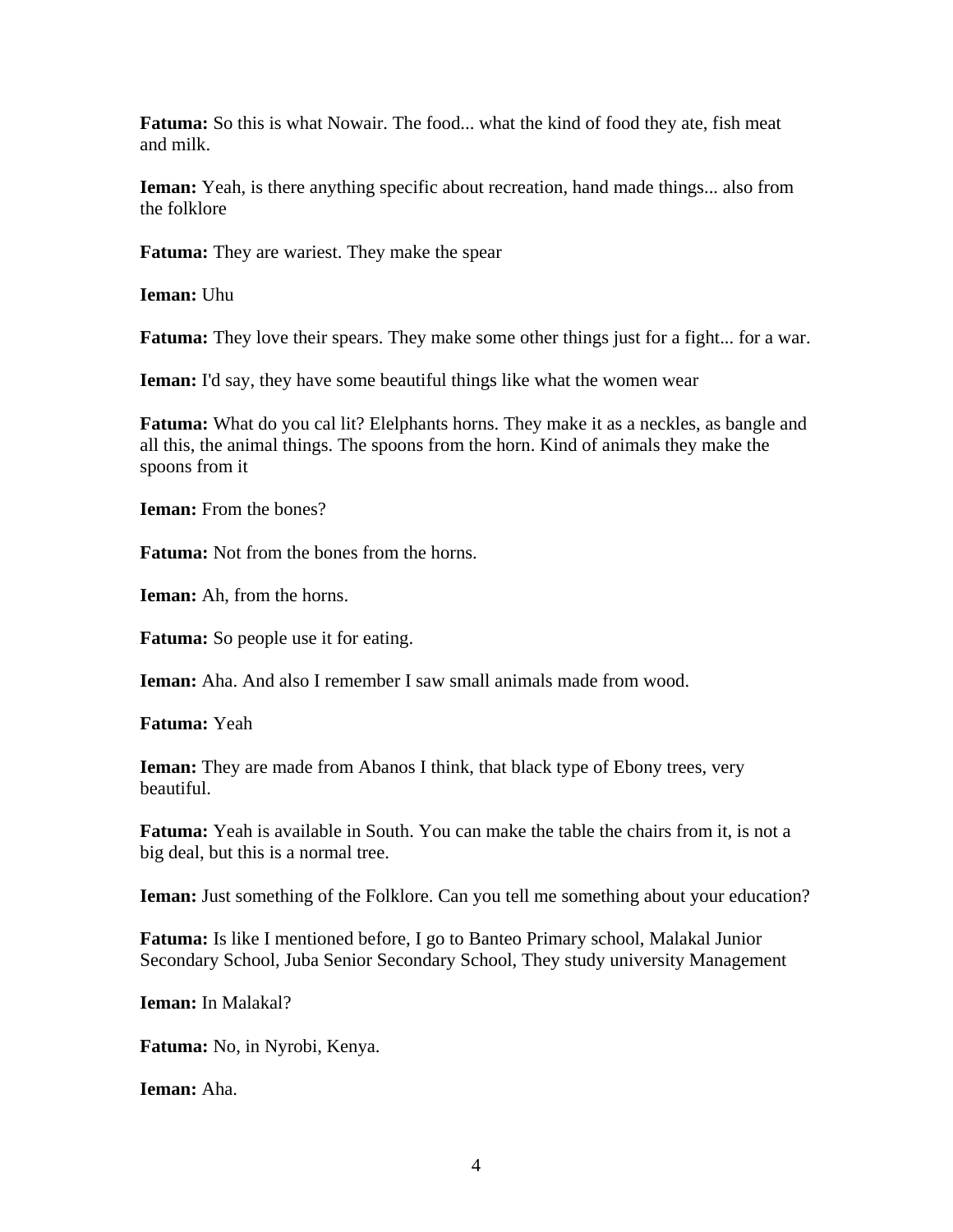**Fatuma:** So this is what Nowair. The food... what the kind of food they ate, fish meat and milk.

**Ieman:** Yeah, is there anything specific about recreation, hand made things... also from the folklore

**Fatuma:** They are wariest. They make the spear

**Ieman:** Uhu

**Fatuma:** They love their spears. They make some other things just for a fight... for a war.

**Ieman:** I'd say, they have some beautiful things like what the women wear

**Fatuma:** What do you cal lit? Elelphants horns. They make it as a neckles, as bangle and all this, the animal things. The spoons from the horn. Kind of animals they make the spoons from it

**Ieman:** From the bones?

**Fatuma:** Not from the bones from the horns.

**Ieman:** Ah, from the horns.

**Fatuma:** So people use it for eating.

**Ieman:** Aha. And also I remember I saw small animals made from wood.

**Fatuma:** Yeah

**Ieman:** They are made from Abanos I think, that black type of Ebony trees, very beautiful.

**Fatuma:** Yeah is available in South. You can make the table the chairs from it, is not a big deal, but this is a normal tree.

**Ieman:** Just something of the Folklore. Can you tell me something about your education?

**Fatuma:** Is like I mentioned before, I go to Banteo Primary school, Malakal Junior Secondary School, Juba Senior Secondary School, They study university Management

**Ieman:** In Malakal?

**Fatuma:** No, in Nyrobi, Kenya.

**Ieman:** Aha.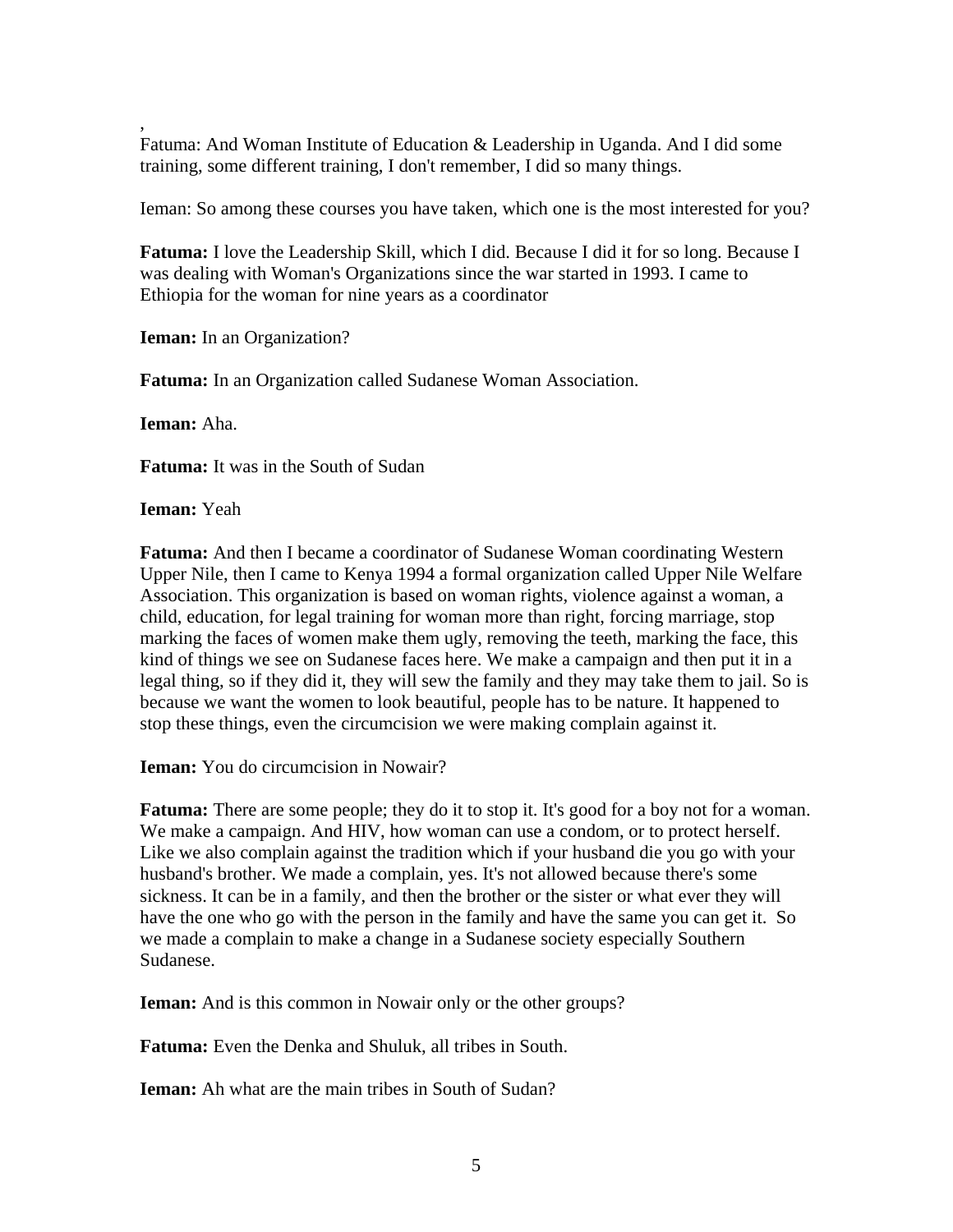,
Fatuma: And Woman Institute of Education & Leadership in Uganda. And I did some training, some different training, I don't remember, I did so many things.

Ieman: So among these courses you have taken, which one is the most interested for you?

**Fatuma:** I love the Leadership Skill, which I did. Because I did it for so long. Because I was dealing with Woman's Organizations since the war started in 1993. I came to Ethiopia for the woman for nine years as a coordinator

**Ieman:** In an Organization?

**Fatuma:** In an Organization called Sudanese Woman Association.

**Ieman:** Aha.

**Fatuma:** It was in the South of Sudan

**Ieman:** Yeah

**Fatuma:** And then I became a coordinator of Sudanese Woman coordinating Western Upper Nile, then I came to Kenya 1994 a formal organization called Upper Nile Welfare Association. This organization is based on woman rights, violence against a woman, a child, education, for legal training for woman more than right, forcing marriage, stop marking the faces of women make them ugly, removing the teeth, marking the face, this kind of things we see on Sudanese faces here. We make a campaign and then put it in a legal thing, so if they did it, they will sew the family and they may take them to jail. So is because we want the women to look beautiful, people has to be nature. It happened to stop these things, even the circumcision we were making complain against it.

**Ieman:** You do circumcision in Nowair?

**Fatuma:** There are some people; they do it to stop it. It's good for a boy not for a woman. We make a campaign. And HIV, how woman can use a condom, or to protect herself. Like we also complain against the tradition which if your husband die you go with your husband's brother. We made a complain, yes. It's not allowed because there's some sickness. It can be in a family, and then the brother or the sister or what ever they will have the one who go with the person in the family and have the same you can get it. So we made a complain to make a change in a Sudanese society especially Southern Sudanese.

**Ieman:** And is this common in Nowair only or the other groups?

**Fatuma:** Even the Denka and Shuluk, all tribes in South.

**Ieman:** Ah what are the main tribes in South of Sudan?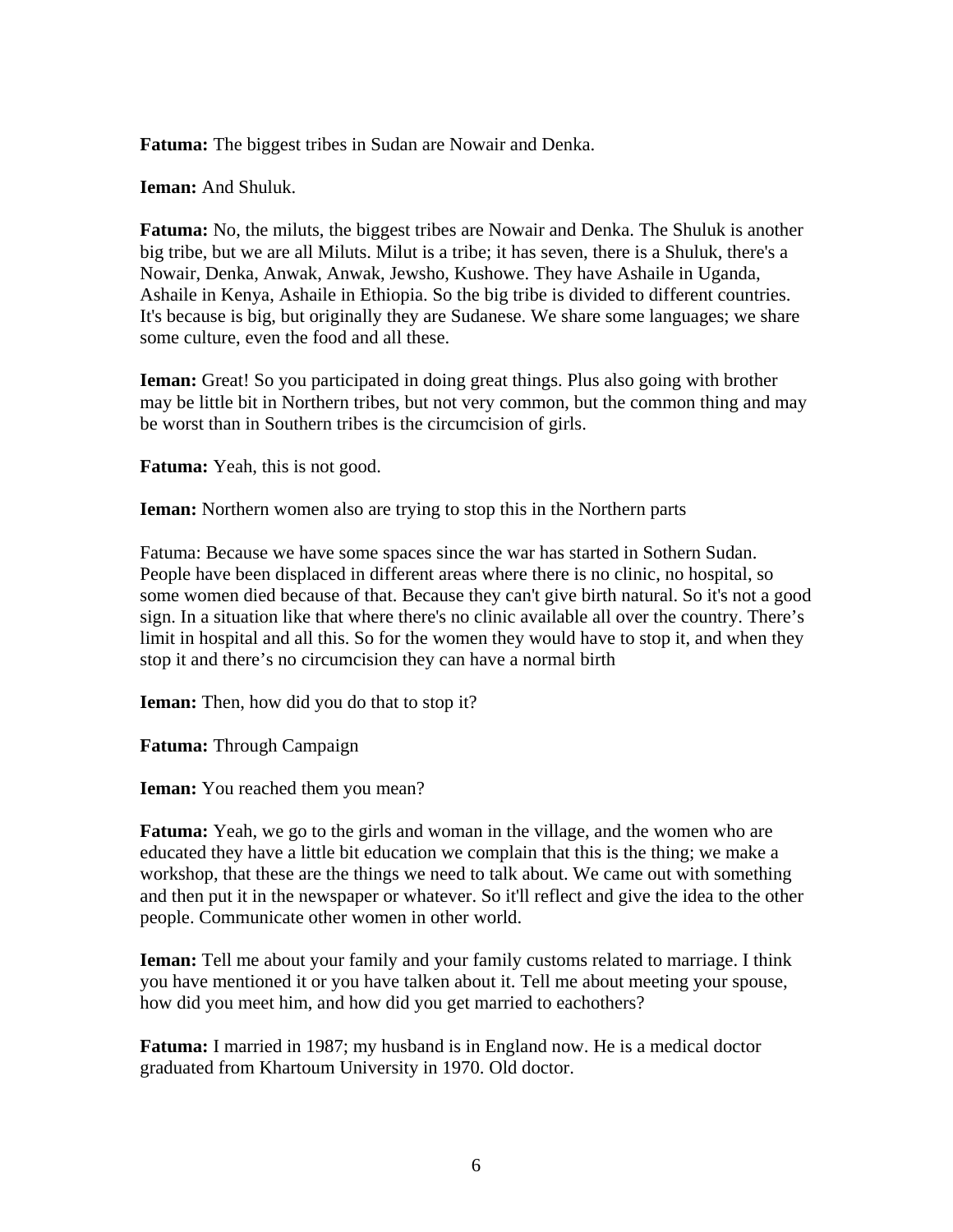**Fatuma:** The biggest tribes in Sudan are Nowair and Denka.

**Ieman:** And Shuluk.

**Fatuma:** No, the miluts, the biggest tribes are Nowair and Denka. The Shuluk is another big tribe, but we are all Miluts. Milut is a tribe; it has seven, there is a Shuluk, there's a Nowair, Denka, Anwak, Anwak, Jewsho, Kushowe. They have Ashaile in Uganda, Ashaile in Kenya, Ashaile in Ethiopia. So the big tribe is divided to different countries. It's because is big, but originally they are Sudanese. We share some languages; we share some culture, even the food and all these.

**Ieman:** Great! So you participated in doing great things. Plus also going with brother may be little bit in Northern tribes, but not very common, but the common thing and may be worst than in Southern tribes is the circumcision of girls.

**Fatuma:** Yeah, this is not good.

**Ieman:** Northern women also are trying to stop this in the Northern parts

Fatuma: Because we have some spaces since the war has started in Sothern Sudan. People have been displaced in different areas where there is no clinic, no hospital, so some women died because of that. Because they can't give birth natural. So it's not a good sign. In a situation like that where there's no clinic available all over the country. There's limit in hospital and all this. So for the women they would have to stop it, and when they stop it and there's no circumcision they can have a normal birth

**Ieman:** Then, how did you do that to stop it?

**Fatuma:** Through Campaign

**Ieman:** You reached them you mean?

**Fatuma:** Yeah, we go to the girls and woman in the village, and the women who are educated they have a little bit education we complain that this is the thing; we make a workshop, that these are the things we need to talk about. We came out with something and then put it in the newspaper or whatever. So it'll reflect and give the idea to the other people. Communicate other women in other world.

**Ieman:** Tell me about your family and your family customs related to marriage. I think you have mentioned it or you have talken about it. Tell me about meeting your spouse, how did you meet him, and how did you get married to eachothers?

**Fatuma:** I married in 1987; my husband is in England now. He is a medical doctor graduated from Khartoum University in 1970. Old doctor.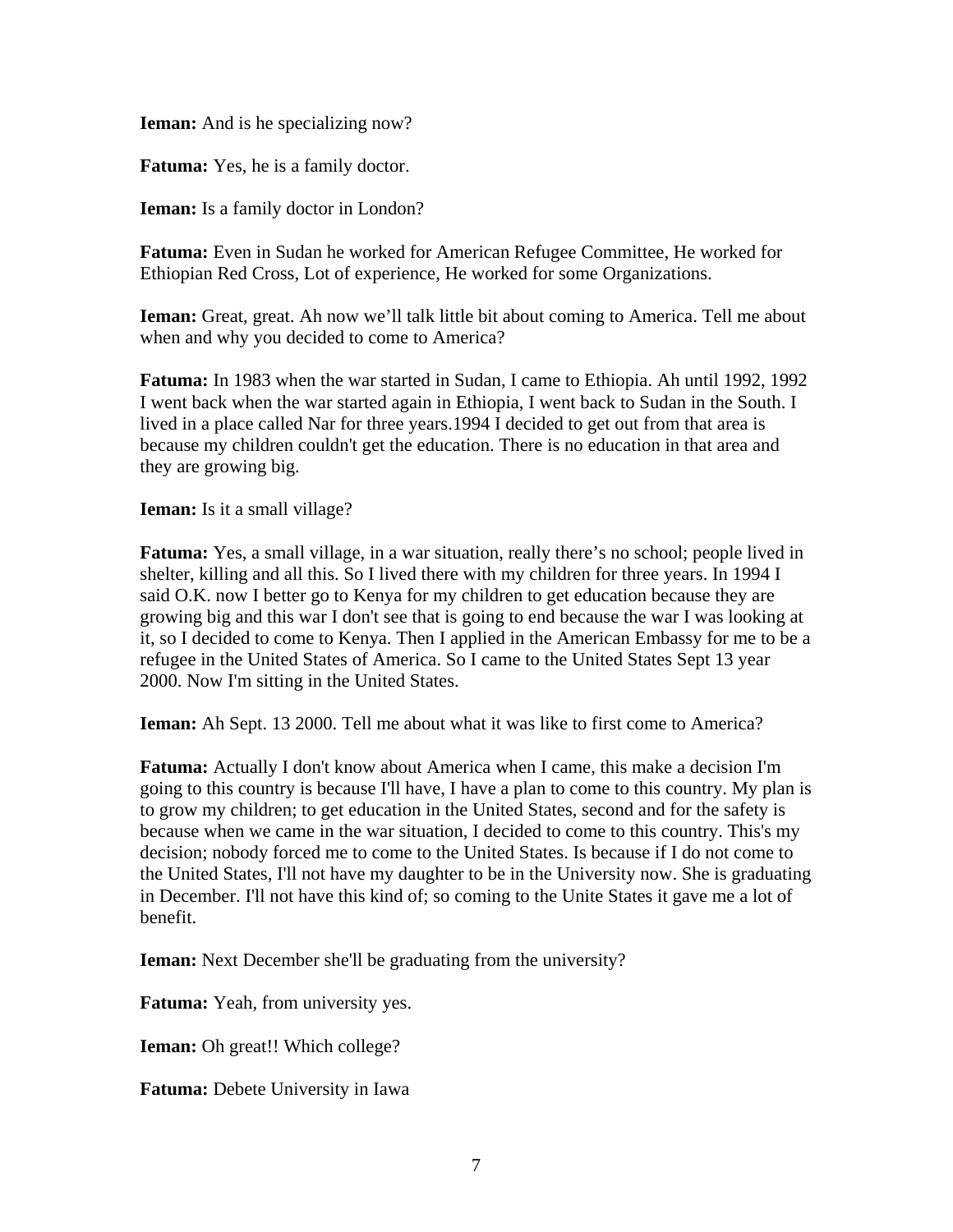**Ieman:** And is he specializing now?

**Fatuma:** Yes, he is a family doctor.

**Ieman:** Is a family doctor in London?

**Fatuma:** Even in Sudan he worked for American Refugee Committee, He worked for Ethiopian Red Cross, Lot of experience, He worked for some Organizations.

**Ieman:** Great, great. Ah now we'll talk little bit about coming to America. Tell me about when and why you decided to come to America?

**Fatuma:** In 1983 when the war started in Sudan, I came to Ethiopia. Ah until 1992, 1992 I went back when the war started again in Ethiopia, I went back to Sudan in the South. I lived in a place called Nar for three years.1994 I decided to get out from that area is because my children couldn't get the education. There is no education in that area and they are growing big.

**Ieman:** Is it a small village?

**Fatuma:** Yes, a small village, in a war situation, really there's no school; people lived in shelter, killing and all this. So I lived there with my children for three years. In 1994 I said O.K. now I better go to Kenya for my children to get education because they are growing big and this war I don't see that is going to end because the war I was looking at it, so I decided to come to Kenya. Then I applied in the American Embassy for me to be a refugee in the United States of America. So I came to the United States Sept 13 year 2000. Now I'm sitting in the United States.

**Ieman:** Ah Sept. 13 2000. Tell me about what it was like to first come to America?

**Fatuma:** Actually I don't know about America when I came, this make a decision I'm going to this country is because I'll have, I have a plan to come to this country. My plan is to grow my children; to get education in the United States, second and for the safety is because when we came in the war situation, I decided to come to this country. This's my decision; nobody forced me to come to the United States. Is because if I do not come to the United States, I'll not have my daughter to be in the University now. She is graduating in December. I'll not have this kind of; so coming to the Unite States it gave me a lot of benefit.

**Ieman:** Next December she'll be graduating from the university?

**Fatuma:** Yeah, from university yes.

**Ieman:** Oh great!! Which college?

**Fatuma:** Debete University in Iawa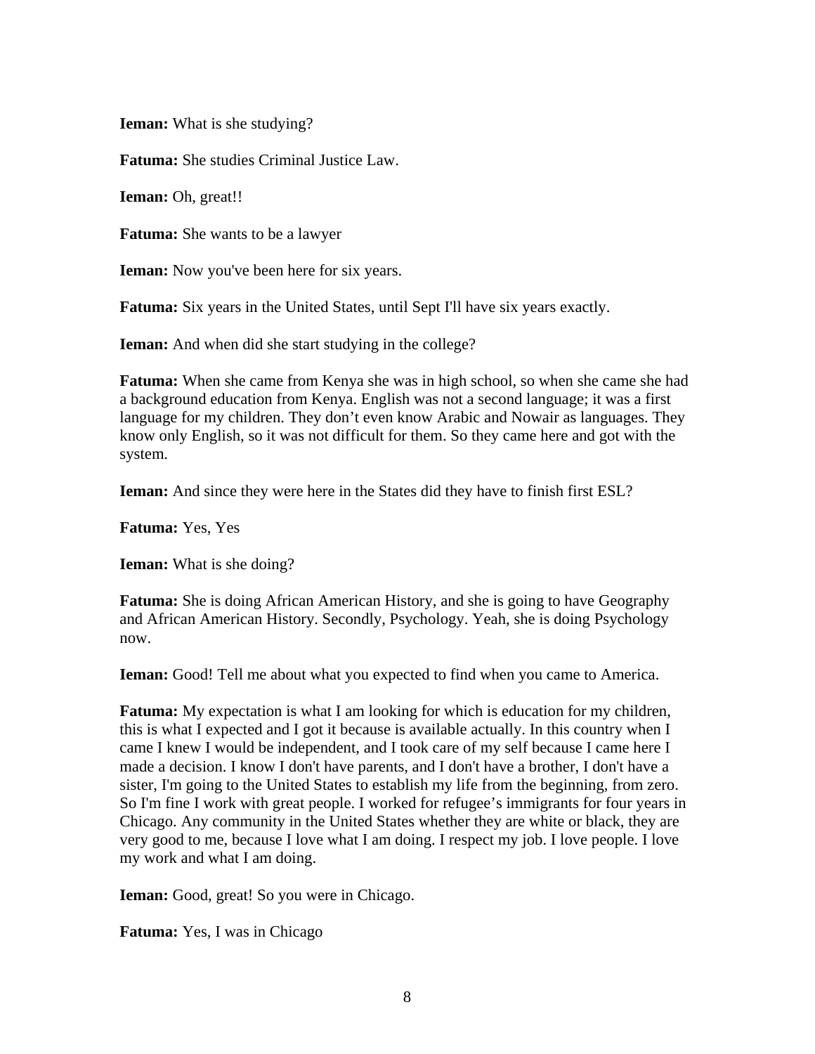**Ieman:** What is she studying?

**Fatuma:** She studies Criminal Justice Law.

**Ieman:** Oh, great!!

**Fatuma:** She wants to be a lawyer

**Ieman:** Now you've been here for six years.

**Fatuma:** Six years in the United States, until Sept I'll have six years exactly.

**Ieman:** And when did she start studying in the college?

**Fatuma:** When she came from Kenya she was in high school, so when she came she had a background education from Kenya. English was not a second language; it was a first language for my children. They don't even know Arabic and Nowair as languages. They know only English, so it was not difficult for them. So they came here and got with the system.

**Ieman:** And since they were here in the States did they have to finish first ESL?

**Fatuma:** Yes, Yes

**Ieman:** What is she doing?

**Fatuma:** She is doing African American History, and she is going to have Geography and African American History. Secondly, Psychology. Yeah, she is doing Psychology now.

**Ieman:** Good! Tell me about what you expected to find when you came to America.

**Fatuma:** My expectation is what I am looking for which is education for my children, this is what I expected and I got it because is available actually. In this country when I came I knew I would be independent, and I took care of my self because I came here I made a decision. I know I don't have parents, and I don't have a brother, I don't have a sister, I'm going to the United States to establish my life from the beginning, from zero. So I'm fine I work with great people. I worked for refugee's immigrants for four years in Chicago. Any community in the United States whether they are white or black, they are very good to me, because I love what I am doing. I respect my job. I love people. I love my work and what I am doing.

**Ieman:** Good, great! So you were in Chicago.

**Fatuma:** Yes, I was in Chicago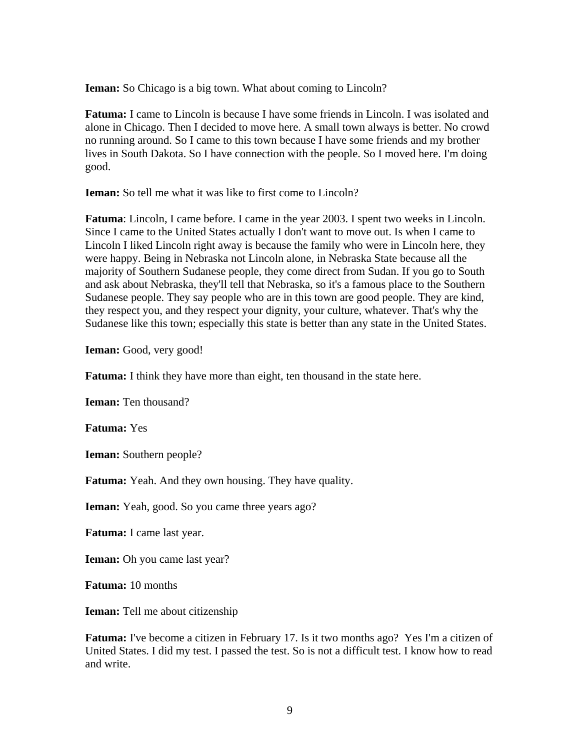**Ieman:** So Chicago is a big town. What about coming to Lincoln?

**Fatuma:** I came to Lincoln is because I have some friends in Lincoln. I was isolated and alone in Chicago. Then I decided to move here. A small town always is better. No crowd no running around. So I came to this town because I have some friends and my brother lives in South Dakota. So I have connection with the people. So I moved here. I'm doing good.

**Ieman:** So tell me what it was like to first come to Lincoln?

**Fatuma**: Lincoln, I came before. I came in the year 2003. I spent two weeks in Lincoln. Since I came to the United States actually I don't want to move out. Is when I came to Lincoln I liked Lincoln right away is because the family who were in Lincoln here, they were happy. Being in Nebraska not Lincoln alone, in Nebraska State because all the majority of Southern Sudanese people, they come direct from Sudan. If you go to South and ask about Nebraska, they'll tell that Nebraska, so it's a famous place to the Southern Sudanese people. They say people who are in this town are good people. They are kind, they respect you, and they respect your dignity, your culture, whatever. That's why the Sudanese like this town; especially this state is better than any state in the United States.

**Ieman:** Good, very good!

**Fatuma:** I think they have more than eight, ten thousand in the state here.

**Ieman:** Ten thousand?

**Fatuma:** Yes

**Ieman:** Southern people?

**Fatuma:** Yeah. And they own housing. They have quality.

**Ieman:** Yeah, good. So you came three years ago?

**Fatuma:** I came last year.

**Ieman:** Oh you came last year?

**Fatuma:** 10 months

**Ieman:** Tell me about citizenship

**Fatuma:** I've become a citizen in February 17. Is it two months ago? Yes I'm a citizen of United States. I did my test. I passed the test. So is not a difficult test. I know how to read and write.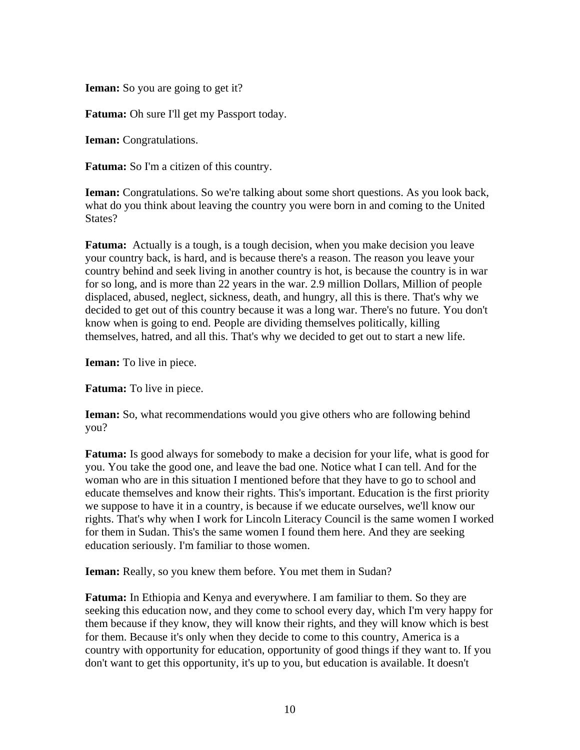**Ieman:** So you are going to get it?

**Fatuma:** Oh sure I'll get my Passport today.

**Ieman:** Congratulations.

**Fatuma:** So I'm a citizen of this country.

**Ieman:** Congratulations. So we're talking about some short questions. As you look back, what do you think about leaving the country you were born in and coming to the United States?

**Fatuma:** Actually is a tough, is a tough decision, when you make decision you leave your country back, is hard, and is because there's a reason. The reason you leave your country behind and seek living in another country is hot, is because the country is in war for so long, and is more than 22 years in the war. 2.9 million Dollars, Million of people displaced, abused, neglect, sickness, death, and hungry, all this is there. That's why we decided to get out of this country because it was a long war. There's no future. You don't know when is going to end. People are dividing themselves politically, killing themselves, hatred, and all this. That's why we decided to get out to start a new life.

**Ieman:** To live in piece.

**Fatuma:** To live in piece.

**Ieman:** So, what recommendations would you give others who are following behind you?

**Fatuma:** Is good always for somebody to make a decision for your life, what is good for you. You take the good one, and leave the bad one. Notice what I can tell. And for the woman who are in this situation I mentioned before that they have to go to school and educate themselves and know their rights. This's important. Education is the first priority we suppose to have it in a country, is because if we educate ourselves, we'll know our rights. That's why when I work for Lincoln Literacy Council is the same women I worked for them in Sudan. This's the same women I found them here. And they are seeking education seriously. I'm familiar to those women.

**Ieman:** Really, so you knew them before. You met them in Sudan?

**Fatuma:** In Ethiopia and Kenya and everywhere. I am familiar to them. So they are seeking this education now, and they come to school every day, which I'm very happy for them because if they know, they will know their rights, and they will know which is best for them. Because it's only when they decide to come to this country, America is a country with opportunity for education, opportunity of good things if they want to. If you don't want to get this opportunity, it's up to you, but education is available. It doesn't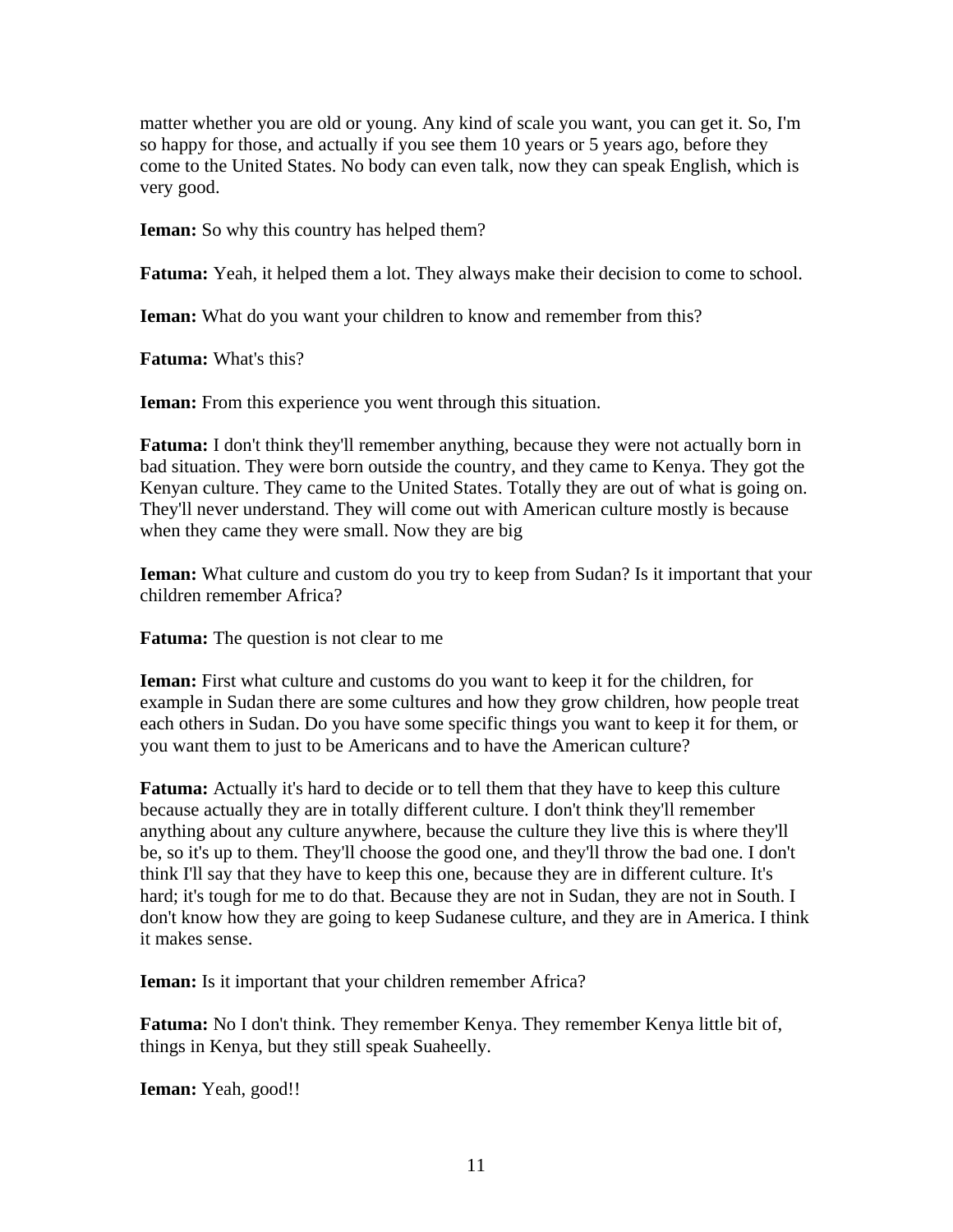matter whether you are old or young. Any kind of scale you want, you can get it. So, I'm so happy for those, and actually if you see them 10 years or 5 years ago, before they come to the United States. No body can even talk, now they can speak English, which is very good.

**Ieman:** So why this country has helped them?

**Fatuma:** Yeah, it helped them a lot. They always make their decision to come to school.

**Ieman:** What do you want your children to know and remember from this?

**Fatuma:** What's this?

**Ieman:** From this experience you went through this situation.

**Fatuma:** I don't think they'll remember anything, because they were not actually born in bad situation. They were born outside the country, and they came to Kenya. They got the Kenyan culture. They came to the United States. Totally they are out of what is going on. They'll never understand. They will come out with American culture mostly is because when they came they were small. Now they are big

**Ieman:** What culture and custom do you try to keep from Sudan? Is it important that your children remember Africa?

**Fatuma:** The question is not clear to me

**Ieman:** First what culture and customs do you want to keep it for the children, for example in Sudan there are some cultures and how they grow children, how people treat each others in Sudan. Do you have some specific things you want to keep it for them, or you want them to just to be Americans and to have the American culture?

**Fatuma:** Actually it's hard to decide or to tell them that they have to keep this culture because actually they are in totally different culture. I don't think they'll remember anything about any culture anywhere, because the culture they live this is where they'll be, so it's up to them. They'll choose the good one, and they'll throw the bad one. I don't think I'll say that they have to keep this one, because they are in different culture. It's hard; it's tough for me to do that. Because they are not in Sudan, they are not in South. I don't know how they are going to keep Sudanese culture, and they are in America. I think it makes sense.

**Ieman:** Is it important that your children remember Africa?

**Fatuma:** No I don't think. They remember Kenya. They remember Kenya little bit of, things in Kenya, but they still speak Suaheelly.

**Ieman:** Yeah, good!!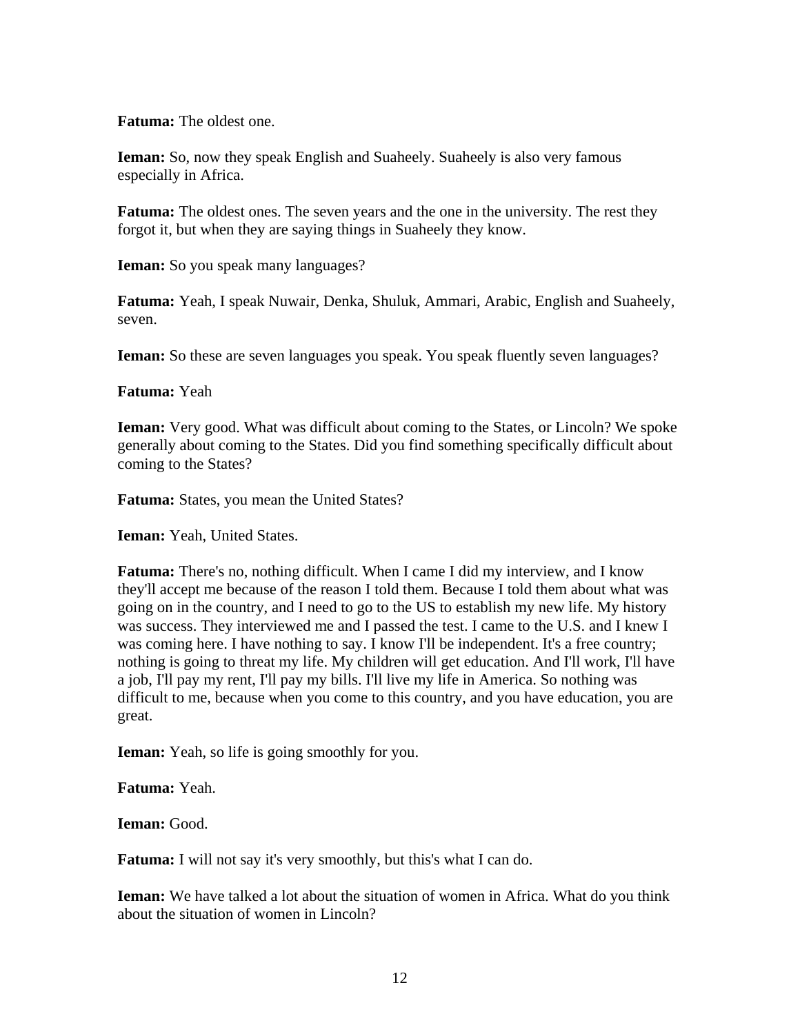**Fatuma:** The oldest one.

**Ieman:** So, now they speak English and Suaheely. Suaheely is also very famous especially in Africa.

**Fatuma:** The oldest ones. The seven years and the one in the university. The rest they forgot it, but when they are saying things in Suaheely they know.

**Ieman:** So you speak many languages?

**Fatuma:** Yeah, I speak Nuwair, Denka, Shuluk, Ammari, Arabic, English and Suaheely, seven.

**Ieman:** So these are seven languages you speak. You speak fluently seven languages?

**Fatuma:** Yeah

**Ieman:** Very good. What was difficult about coming to the States, or Lincoln? We spoke generally about coming to the States. Did you find something specifically difficult about coming to the States?

**Fatuma:** States, you mean the United States?

**Ieman:** Yeah, United States.

**Fatuma:** There's no, nothing difficult. When I came I did my interview, and I know they'll accept me because of the reason I told them. Because I told them about what was going on in the country, and I need to go to the US to establish my new life. My history was success. They interviewed me and I passed the test. I came to the U.S. and I knew I was coming here. I have nothing to say. I know I'll be independent. It's a free country; nothing is going to threat my life. My children will get education. And I'll work, I'll have a job, I'll pay my rent, I'll pay my bills. I'll live my life in America. So nothing was difficult to me, because when you come to this country, and you have education, you are great.

**Ieman:** Yeah, so life is going smoothly for you.

**Fatuma:** Yeah.

**Ieman:** Good.

**Fatuma:** I will not say it's very smoothly, but this's what I can do.

**Ieman:** We have talked a lot about the situation of women in Africa. What do you think about the situation of women in Lincoln?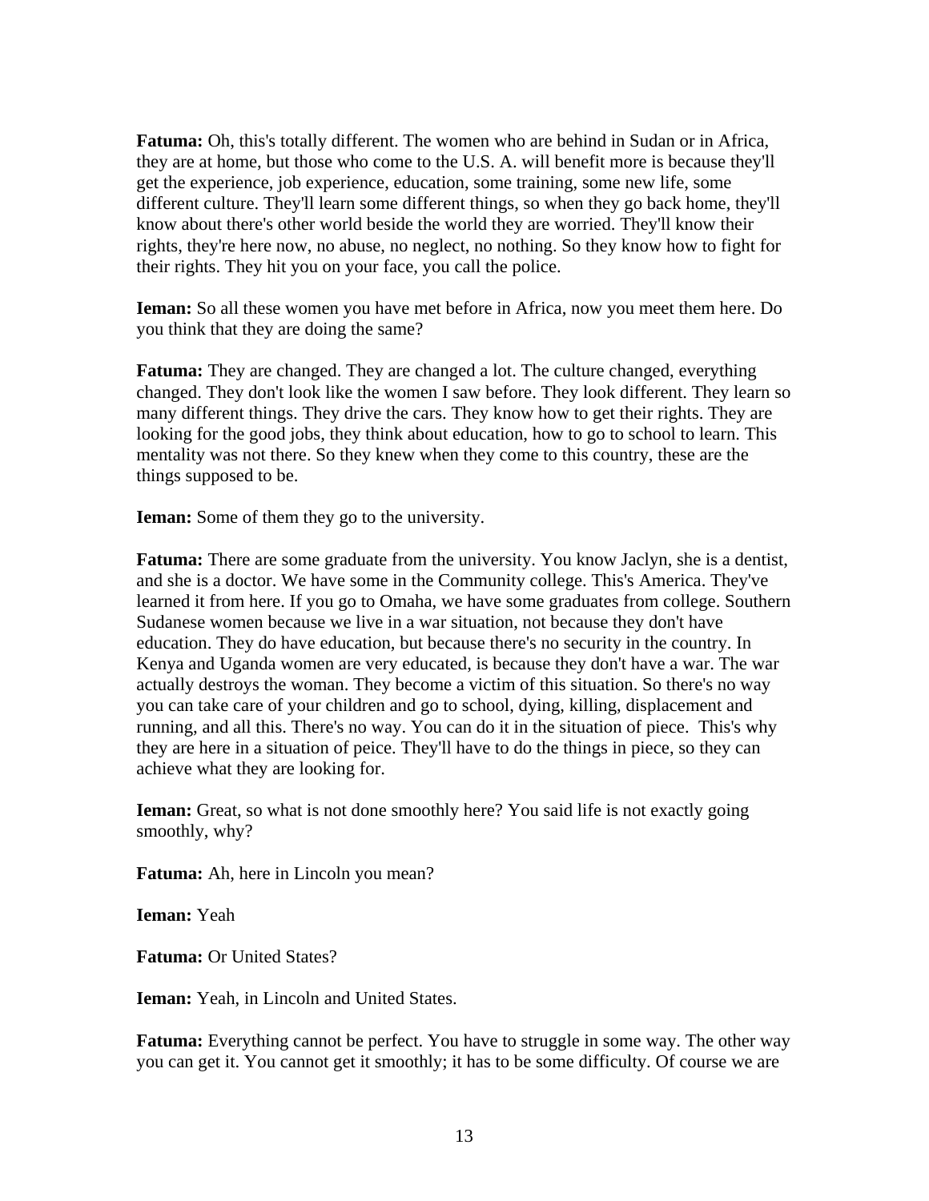**Fatuma:** Oh, this's totally different. The women who are behind in Sudan or in Africa, they are at home, but those who come to the U.S. A. will benefit more is because they'll get the experience, job experience, education, some training, some new life, some different culture. They'll learn some different things, so when they go back home, they'll know about there's other world beside the world they are worried. They'll know their rights, they're here now, no abuse, no neglect, no nothing. So they know how to fight for their rights. They hit you on your face, you call the police.

**Ieman:** So all these women you have met before in Africa, now you meet them here. Do you think that they are doing the same?

**Fatuma:** They are changed. They are changed a lot. The culture changed, everything changed. They don't look like the women I saw before. They look different. They learn so many different things. They drive the cars. They know how to get their rights. They are looking for the good jobs, they think about education, how to go to school to learn. This mentality was not there. So they knew when they come to this country, these are the things supposed to be.

**Ieman:** Some of them they go to the university.

**Fatuma:** There are some graduate from the university. You know Jaclyn, she is a dentist, and she is a doctor. We have some in the Community college. This's America. They've learned it from here. If you go to Omaha, we have some graduates from college. Southern Sudanese women because we live in a war situation, not because they don't have education. They do have education, but because there's no security in the country. In Kenya and Uganda women are very educated, is because they don't have a war. The war actually destroys the woman. They become a victim of this situation. So there's no way you can take care of your children and go to school, dying, killing, displacement and running, and all this. There's no way. You can do it in the situation of piece. This's why they are here in a situation of peice. They'll have to do the things in piece, so they can achieve what they are looking for.

**Ieman:** Great, so what is not done smoothly here? You said life is not exactly going smoothly, why?

**Fatuma:** Ah, here in Lincoln you mean?

**Ieman:** Yeah

**Fatuma:** Or United States?

**Ieman:** Yeah, in Lincoln and United States.

**Fatuma:** Everything cannot be perfect. You have to struggle in some way. The other way you can get it. You cannot get it smoothly; it has to be some difficulty. Of course we are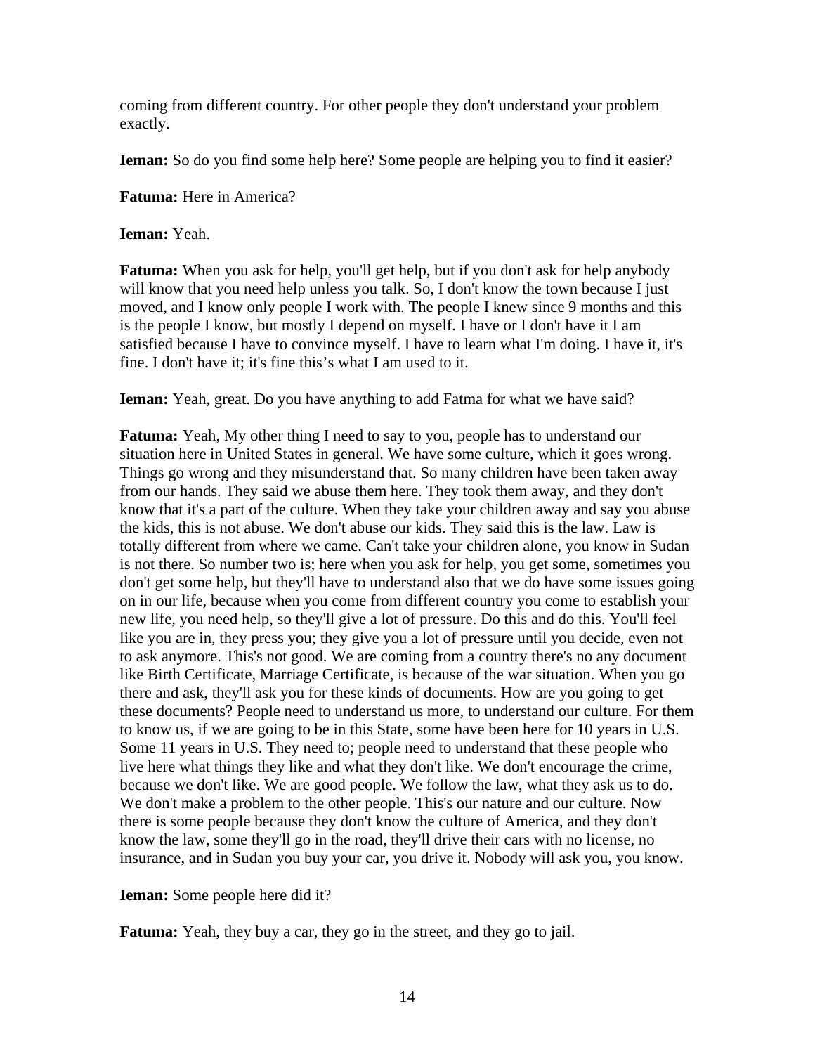coming from different country. For other people they don't understand your problem exactly.

**Ieman:** So do you find some help here? Some people are helping you to find it easier?

**Fatuma:** Here in America?

**Ieman:** Yeah.

**Fatuma:** When you ask for help, you'll get help, but if you don't ask for help anybody will know that you need help unless you talk. So, I don't know the town because I just moved, and I know only people I work with. The people I knew since 9 months and this is the people I know, but mostly I depend on myself. I have or I don't have it I am satisfied because I have to convince myself. I have to learn what I'm doing. I have it, it's fine. I don't have it; it's fine this's what I am used to it.

**Ieman:** Yeah, great. Do you have anything to add Fatma for what we have said?

**Fatuma:** Yeah, My other thing I need to say to you, people has to understand our situation here in United States in general. We have some culture, which it goes wrong. Things go wrong and they misunderstand that. So many children have been taken away from our hands. They said we abuse them here. They took them away, and they don't know that it's a part of the culture. When they take your children away and say you abuse the kids, this is not abuse. We don't abuse our kids. They said this is the law. Law is totally different from where we came. Can't take your children alone, you know in Sudan is not there. So number two is; here when you ask for help, you get some, sometimes you don't get some help, but they'll have to understand also that we do have some issues going on in our life, because when you come from different country you come to establish your new life, you need help, so they'll give a lot of pressure. Do this and do this. You'll feel like you are in, they press you; they give you a lot of pressure until you decide, even not to ask anymore. This's not good. We are coming from a country there's no any document like Birth Certificate, Marriage Certificate, is because of the war situation. When you go there and ask, they'll ask you for these kinds of documents. How are you going to get these documents? People need to understand us more, to understand our culture. For them to know us, if we are going to be in this State, some have been here for 10 years in U.S. Some 11 years in U.S. They need to; people need to understand that these people who live here what things they like and what they don't like. We don't encourage the crime, because we don't like. We are good people. We follow the law, what they ask us to do. We don't make a problem to the other people. This's our nature and our culture. Now there is some people because they don't know the culture of America, and they don't know the law, some they'll go in the road, they'll drive their cars with no license, no insurance, and in Sudan you buy your car, you drive it. Nobody will ask you, you know.

**Ieman:** Some people here did it?

**Fatuma:** Yeah, they buy a car, they go in the street, and they go to jail.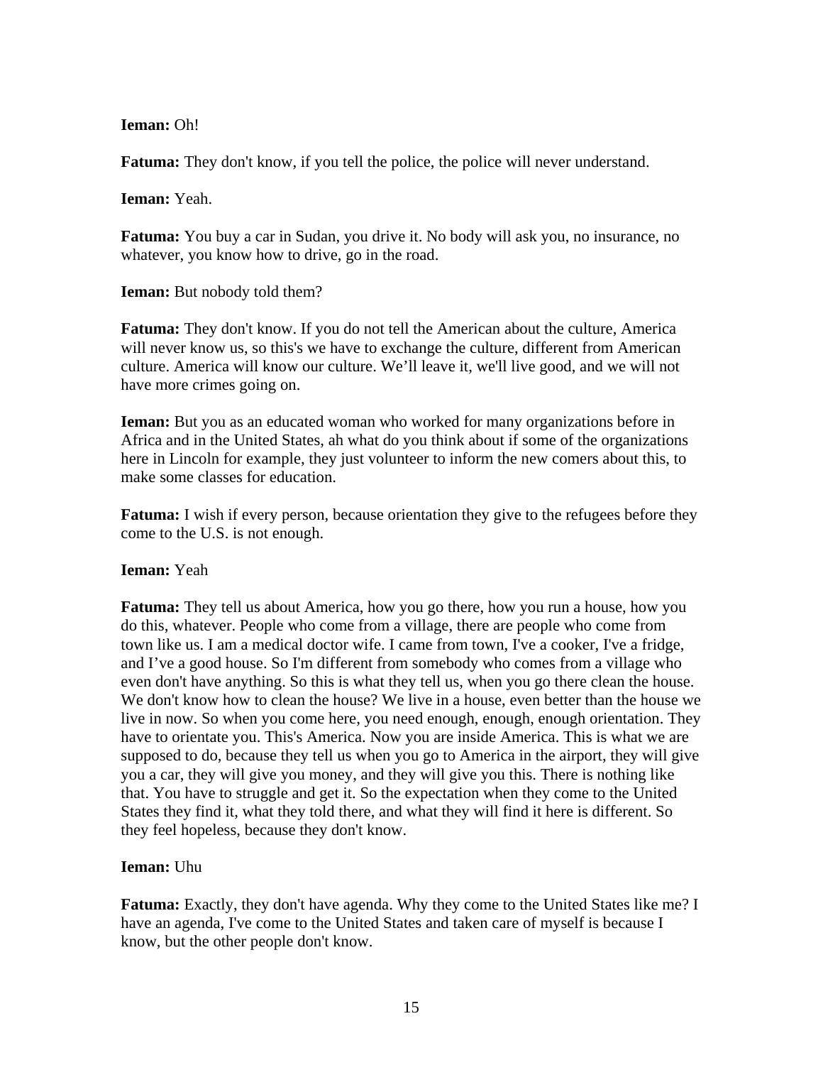**Ieman:** Oh!

**Fatuma:** They don't know, if you tell the police, the police will never understand.

**Ieman:** Yeah.

**Fatuma:** You buy a car in Sudan, you drive it. No body will ask you, no insurance, no whatever, you know how to drive, go in the road.

**Ieman:** But nobody told them?

**Fatuma:** They don't know. If you do not tell the American about the culture, America will never know us, so this's we have to exchange the culture, different from American culture. America will know our culture. We'll leave it, we'll live good, and we will not have more crimes going on.

**Ieman:** But you as an educated woman who worked for many organizations before in Africa and in the United States, ah what do you think about if some of the organizations here in Lincoln for example, they just volunteer to inform the new comers about this, to make some classes for education.

**Fatuma:** I wish if every person, because orientation they give to the refugees before they come to the U.S. is not enough.

**Ieman:** Yeah

**Fatuma:** They tell us about America, how you go there, how you run a house, how you do this, whatever. People who come from a village, there are people who come from town like us. I am a medical doctor wife. I came from town, I've a cooker, I've a fridge, and I've a good house. So I'm different from somebody who comes from a village who even don't have anything. So this is what they tell us, when you go there clean the house. We don't know how to clean the house? We live in a house, even better than the house we live in now. So when you come here, you need enough, enough, enough orientation. They have to orientate you. This's America. Now you are inside America. This is what we are supposed to do, because they tell us when you go to America in the airport, they will give you a car, they will give you money, and they will give you this. There is nothing like that. You have to struggle and get it. So the expectation when they come to the United States they find it, what they told there, and what they will find it here is different. So they feel hopeless, because they don't know.

**Ieman:** Uhu

**Fatuma:** Exactly, they don't have agenda. Why they come to the United States like me? I have an agenda, I've come to the United States and taken care of myself is because I know, but the other people don't know.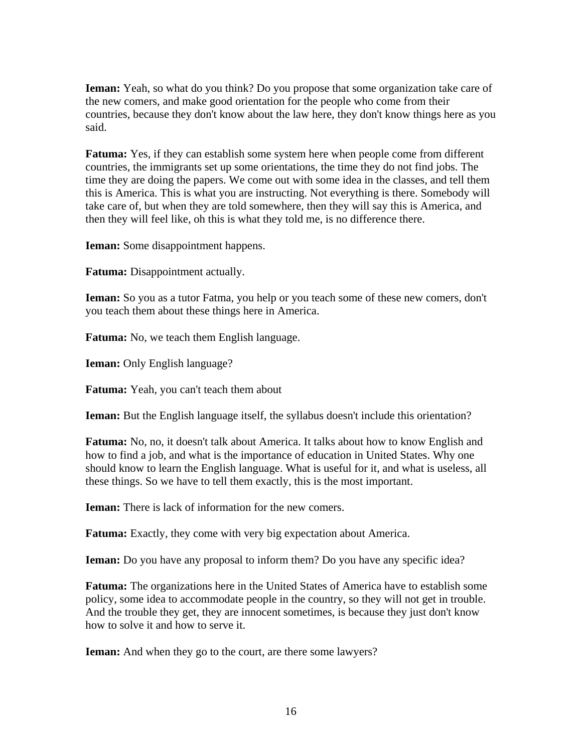**Ieman:** Yeah, so what do you think? Do you propose that some organization take care of the new comers, and make good orientation for the people who come from their countries, because they don't know about the law here, they don't know things here as you said.

**Fatuma:** Yes, if they can establish some system here when people come from different countries, the immigrants set up some orientations, the time they do not find jobs. The time they are doing the papers. We come out with some idea in the classes, and tell them this is America. This is what you are instructing. Not everything is there. Somebody will take care of, but when they are told somewhere, then they will say this is America, and then they will feel like, oh this is what they told me, is no difference there.

**Ieman:** Some disappointment happens.

**Fatuma:** Disappointment actually.

**Ieman:** So you as a tutor Fatma, you help or you teach some of these new comers, don't you teach them about these things here in America.

**Fatuma:** No, we teach them English language.

**Ieman:** Only English language?

**Fatuma:** Yeah, you can't teach them about

**Ieman:** But the English language itself, the syllabus doesn't include this orientation?

**Fatuma:** No, no, it doesn't talk about America. It talks about how to know English and how to find a job, and what is the importance of education in United States. Why one should know to learn the English language. What is useful for it, and what is useless, all these things. So we have to tell them exactly, this is the most important.

**Ieman:** There is lack of information for the new comers.

**Fatuma:** Exactly, they come with very big expectation about America.

**Ieman:** Do you have any proposal to inform them? Do you have any specific idea?

**Fatuma:** The organizations here in the United States of America have to establish some policy, some idea to accommodate people in the country, so they will not get in trouble. And the trouble they get, they are innocent sometimes, is because they just don't know how to solve it and how to serve it.

**Ieman:** And when they go to the court, are there some lawyers?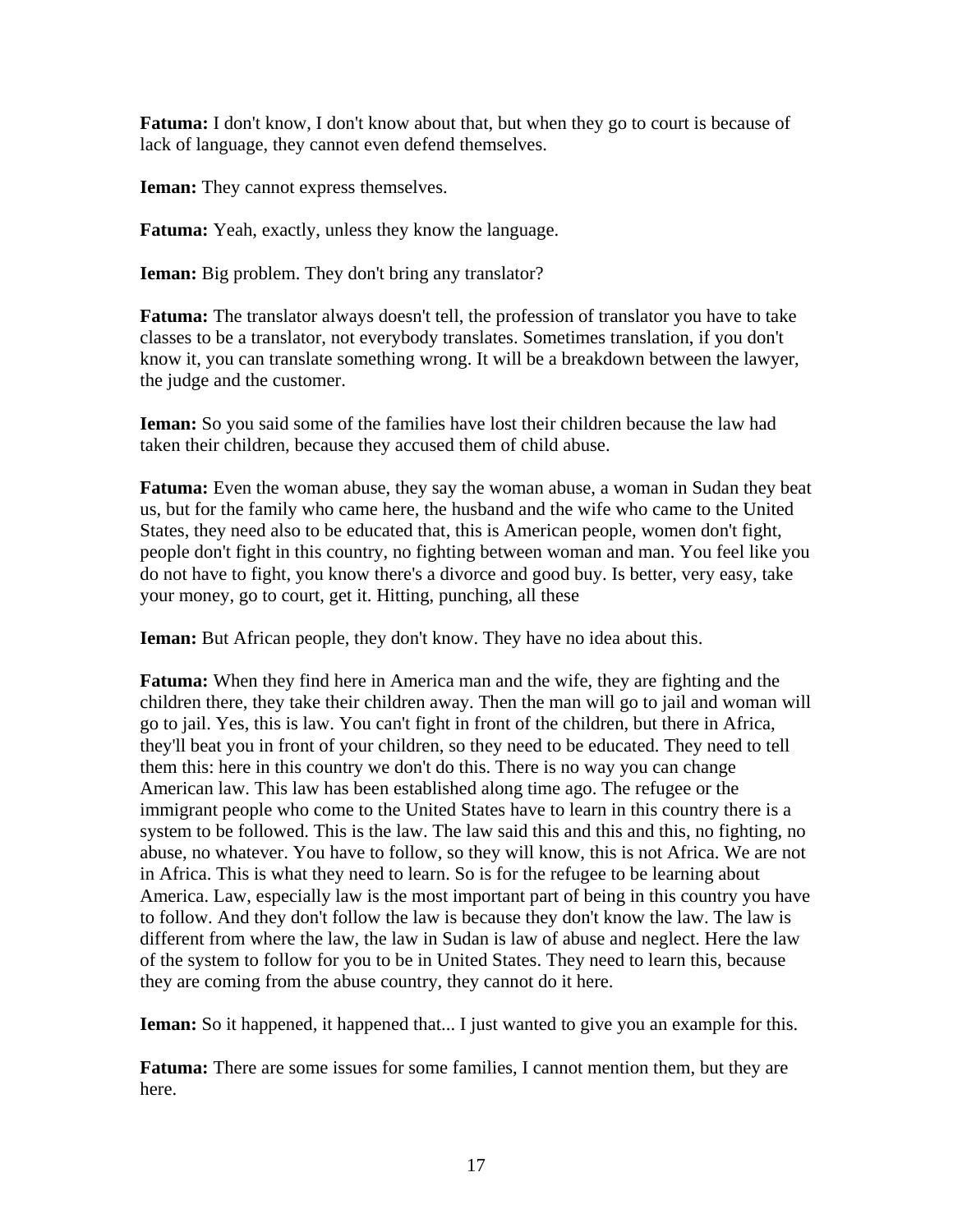**Fatuma:** I don't know, I don't know about that, but when they go to court is because of lack of language, they cannot even defend themselves.

**Ieman:** They cannot express themselves.

**Fatuma:** Yeah, exactly, unless they know the language.

**Ieman:** Big problem. They don't bring any translator?

**Fatuma:** The translator always doesn't tell, the profession of translator you have to take classes to be a translator, not everybody translates. Sometimes translation, if you don't know it, you can translate something wrong. It will be a breakdown between the lawyer, the judge and the customer.

**Ieman:** So you said some of the families have lost their children because the law had taken their children, because they accused them of child abuse.

**Fatuma:** Even the woman abuse, they say the woman abuse, a woman in Sudan they beat us, but for the family who came here, the husband and the wife who came to the United States, they need also to be educated that, this is American people, women don't fight, people don't fight in this country, no fighting between woman and man. You feel like you do not have to fight, you know there's a divorce and good buy. Is better, very easy, take your money, go to court, get it. Hitting, punching, all these

**Ieman:** But African people, they don't know. They have no idea about this.

**Fatuma:** When they find here in America man and the wife, they are fighting and the children there, they take their children away. Then the man will go to jail and woman will go to jail. Yes, this is law. You can't fight in front of the children, but there in Africa, they'll beat you in front of your children, so they need to be educated. They need to tell them this: here in this country we don't do this. There is no way you can change American law. This law has been established along time ago. The refugee or the immigrant people who come to the United States have to learn in this country there is a system to be followed. This is the law. The law said this and this and this, no fighting, no abuse, no whatever. You have to follow, so they will know, this is not Africa. We are not in Africa. This is what they need to learn. So is for the refugee to be learning about America. Law, especially law is the most important part of being in this country you have to follow. And they don't follow the law is because they don't know the law. The law is different from where the law, the law in Sudan is law of abuse and neglect. Here the law of the system to follow for you to be in United States. They need to learn this, because they are coming from the abuse country, they cannot do it here.

**Ieman:** So it happened, it happened that... I just wanted to give you an example for this.

**Fatuma:** There are some issues for some families, I cannot mention them, but they are here.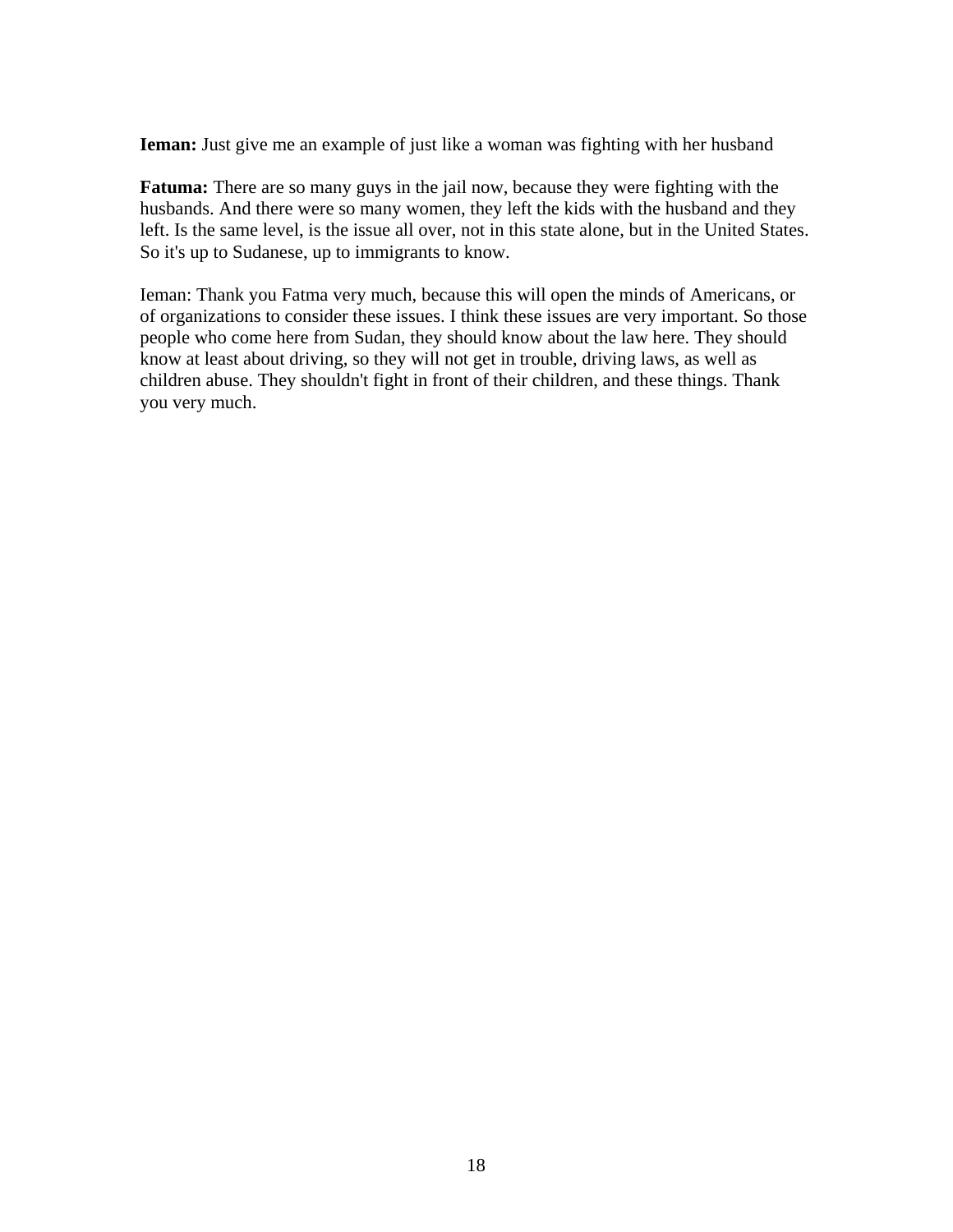**Ieman:** Just give me an example of just like a woman was fighting with her husband

**Fatuma:** There are so many guys in the jail now, because they were fighting with the husbands. And there were so many women, they left the kids with the husband and they left. Is the same level, is the issue all over, not in this state alone, but in the United States. So it's up to Sudanese, up to immigrants to know.

Ieman: Thank you Fatma very much, because this will open the minds of Americans, or of organizations to consider these issues. I think these issues are very important. So those people who come here from Sudan, they should know about the law here. They should know at least about driving, so they will not get in trouble, driving laws, as well as children abuse. They shouldn't fight in front of their children, and these things. Thank you very much.